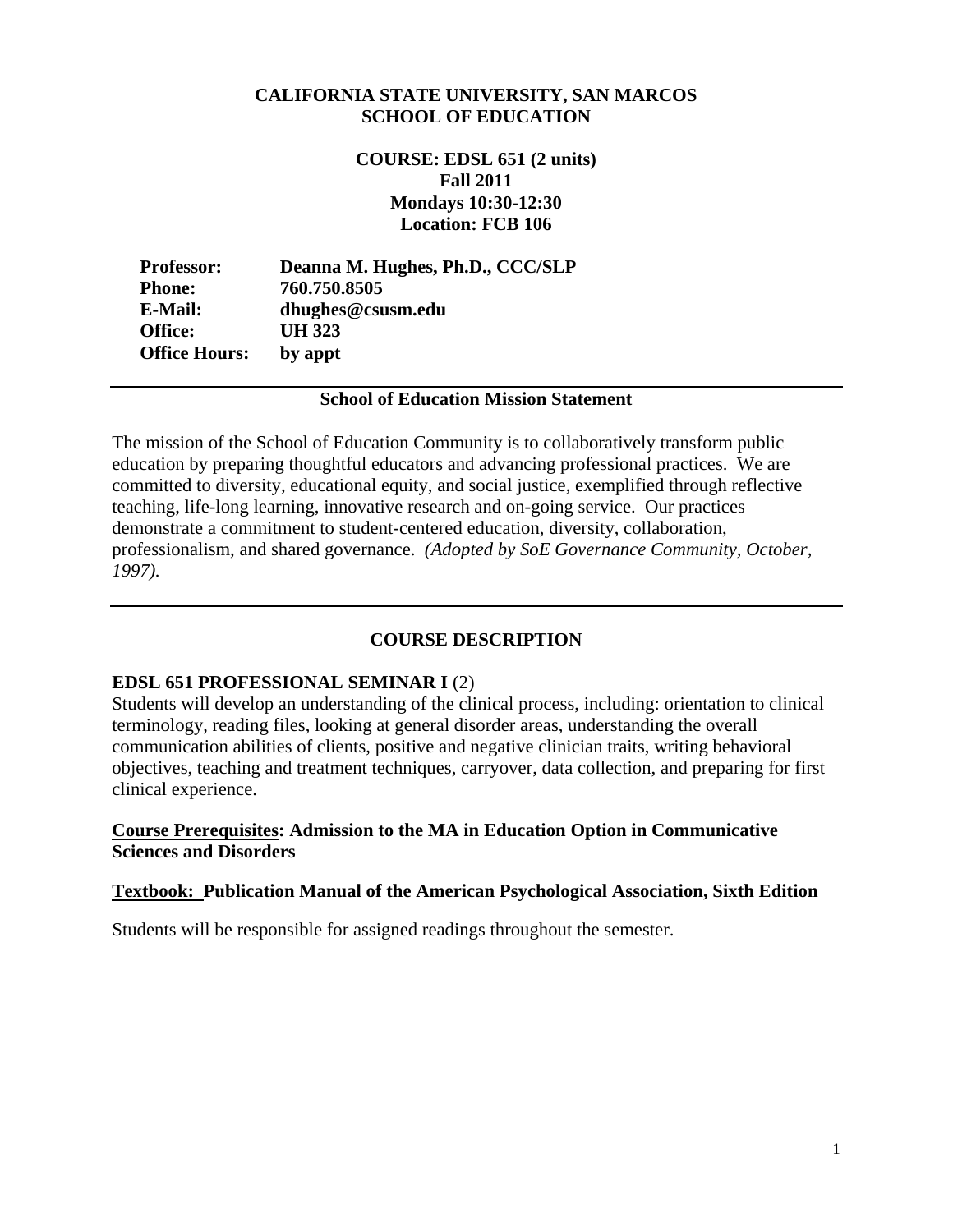# CALIFORNIA STATE UNIVERSITY, SAN MARCOS
# SCHOOL OF EDUCATION

**COURSE: EDSL 651 (2 units)**
**Fall 2011**
**Mondays 10:30-12:30**
**Location: FCB 106**

| | |
|---|---|
| **Professor:** | **Deanna M. Hughes, Ph.D., CCC/SLP** |
| **Phone:** | **760.750.8505** |
| **E-Mail:** | **dhughes@csusm.edu** |
| **Office:** | **UH 323** |
| **Office Hours:** | **by appt** |

---

## School of Education Mission Statement

The mission of the School of Education Community is to collaboratively transform public education by preparing thoughtful educators and advancing professional practices. We are committed to diversity, educational equity, and social justice, exemplified through reflective teaching, life-long learning, innovative research and on-going service. Our practices demonstrate a commitment to student-centered education, diversity, collaboration, professionalism, and shared governance. *(Adopted by SoE Governance Community, October, 1997).*

---

## COURSE DESCRIPTION

**EDSL 651 PROFESSIONAL SEMINAR I** (2)
Students will develop an understanding of the clinical process, including: orientation to clinical terminology, reading files, looking at general disorder areas, understanding the overall communication abilities of clients, positive and negative clinician traits, writing behavioral objectives, teaching and treatment techniques, carryover, data collection, and preparing for first clinical experience.

**Course Prerequisites: Admission to the MA in Education Option in Communicative Sciences and Disorders**

**Textbook: Publication Manual of the American Psychological Association, Sixth Edition**

Students will be responsible for assigned readings throughout the semester.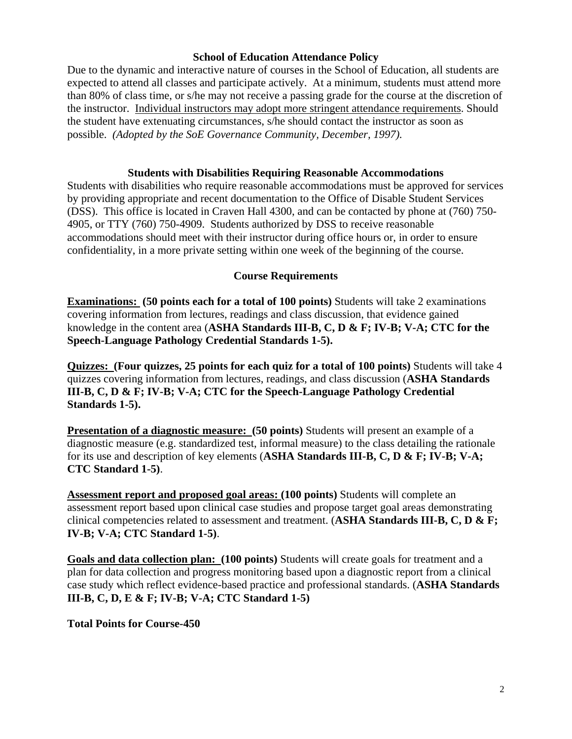## School of Education Attendance Policy

Due to the dynamic and interactive nature of courses in the School of Education, all students are expected to attend all classes and participate actively. At a minimum, students must attend more than 80% of class time, or s/he may not receive a passing grade for the course at the discretion of the instructor. Individual instructors may adopt more stringent attendance requirements. Should the student have extenuating circumstances, s/he should contact the instructor as soon as possible. *(Adopted by the SoE Governance Community, December, 1997).*

## Students with Disabilities Requiring Reasonable Accommodations

Students with disabilities who require reasonable accommodations must be approved for services by providing appropriate and recent documentation to the Office of Disable Student Services (DSS). This office is located in Craven Hall 4300, and can be contacted by phone at (760) 750-4905, or TTY (760) 750-4909. Students authorized by DSS to receive reasonable accommodations should meet with their instructor during office hours or, in order to ensure confidentiality, in a more private setting within one week of the beginning of the course.

## Course Requirements

**Examinations: (50 points each for a total of 100 points)** Students will take 2 examinations covering information from lectures, readings and class discussion, that evidence gained knowledge in the content area (**ASHA Standards III-B, C, D & F; IV-B; V-A; CTC for the Speech-Language Pathology Credential Standards 1-5).**

**Quizzes: (Four quizzes, 25 points for each quiz for a total of 100 points)** Students will take 4 quizzes covering information from lectures, readings, and class discussion (**ASHA Standards III-B, C, D & F; IV-B; V-A; CTC for the Speech-Language Pathology Credential Standards 1-5).**

**Presentation of a diagnostic measure: (50 points)** Students will present an example of a diagnostic measure (e.g. standardized test, informal measure) to the class detailing the rationale for its use and description of key elements (**ASHA Standards III-B, C, D & F; IV-B; V-A; CTC Standard 1-5)**.

**Assessment report and proposed goal areas: (100 points)** Students will complete an assessment report based upon clinical case studies and propose target goal areas demonstrating clinical competencies related to assessment and treatment. (**ASHA Standards III-B, C, D & F; IV-B; V-A; CTC Standard 1-5)**.

**Goals and data collection plan: (100 points)** Students will create goals for treatment and a plan for data collection and progress monitoring based upon a diagnostic report from a clinical case study which reflect evidence-based practice and professional standards. (**ASHA Standards III-B, C, D, E & F; IV-B; V-A; CTC Standard 1-5)**

**Total Points for Course-450**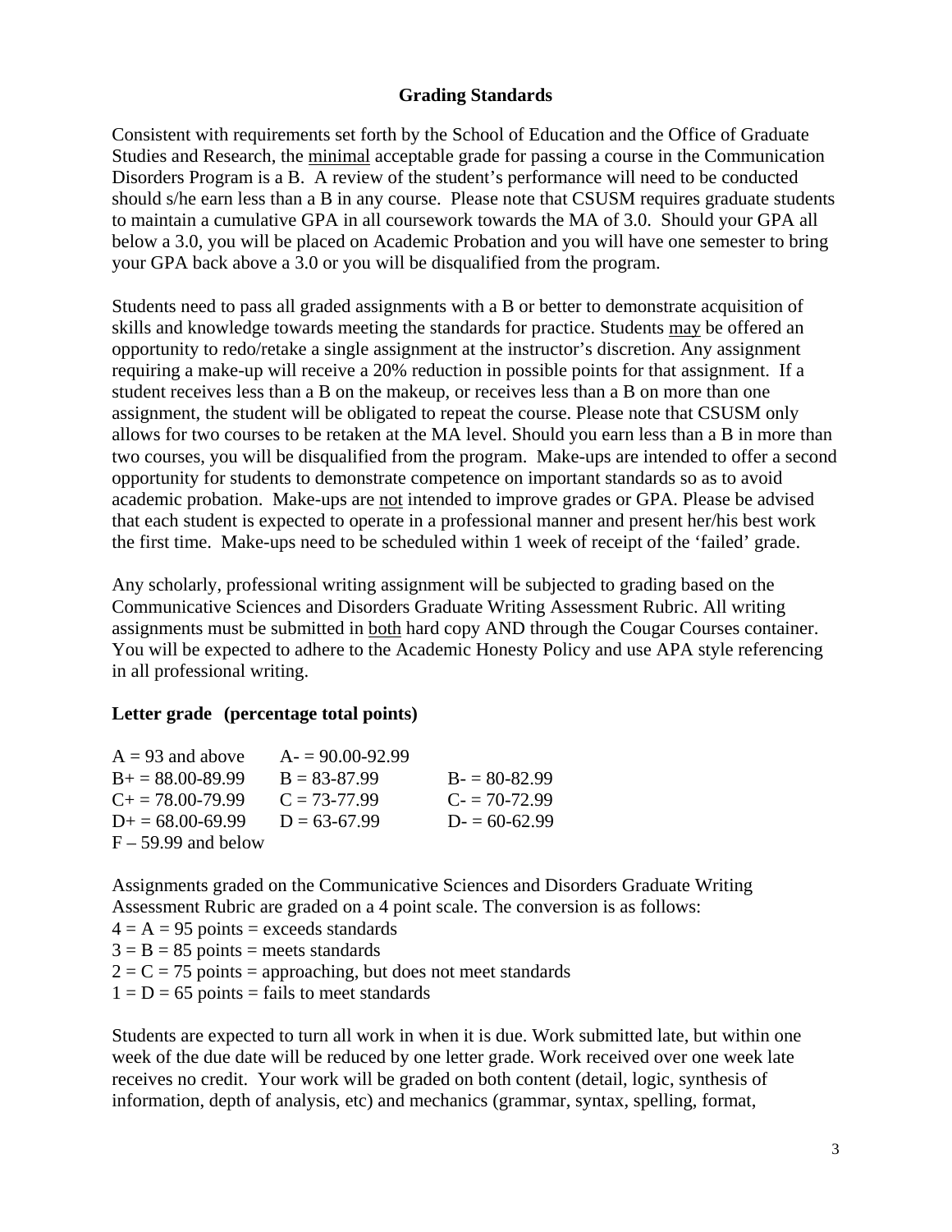## Grading Standards

Consistent with requirements set forth by the School of Education and the Office of Graduate Studies and Research, the minimal acceptable grade for passing a course in the Communication Disorders Program is a B. A review of the student's performance will need to be conducted should s/he earn less than a B in any course. Please note that CSUSM requires graduate students to maintain a cumulative GPA in all coursework towards the MA of 3.0. Should your GPA all below a 3.0, you will be placed on Academic Probation and you will have one semester to bring your GPA back above a 3.0 or you will be disqualified from the program.

Students need to pass all graded assignments with a B or better to demonstrate acquisition of skills and knowledge towards meeting the standards for practice. Students may be offered an opportunity to redo/retake a single assignment at the instructor's discretion. Any assignment requiring a make-up will receive a 20% reduction in possible points for that assignment. If a student receives less than a B on the makeup, or receives less than a B on more than one assignment, the student will be obligated to repeat the course. Please note that CSUSM only allows for two courses to be retaken at the MA level. Should you earn less than a B in more than two courses, you will be disqualified from the program. Make-ups are intended to offer a second opportunity for students to demonstrate competence on important standards so as to avoid academic probation. Make-ups are not intended to improve grades or GPA. Please be advised that each student is expected to operate in a professional manner and present her/his best work the first time. Make-ups need to be scheduled within 1 week of receipt of the 'failed' grade.

Any scholarly, professional writing assignment will be subjected to grading based on the Communicative Sciences and Disorders Graduate Writing Assessment Rubric. All writing assignments must be submitted in both hard copy AND through the Cougar Courses container. You will be expected to adhere to the Academic Honesty Policy and use APA style referencing in all professional writing.

**Letter grade (percentage total points)**

| | | |
|---|---|---|
| A = 93 and above | A- = 90.00-92.99 | |
| B+ = 88.00-89.99 | B = 83-87.99 | B- = 80-82.99 |
| C+ = 78.00-79.99 | C = 73-77.99 | C- = 70-72.99 |
| D+ = 68.00-69.99 | D = 63-67.99 | D- = 60-62.99 |
| F – 59.99 and below | | |

Assignments graded on the Communicative Sciences and Disorders Graduate Writing Assessment Rubric are graded on a 4 point scale. The conversion is as follows:
4 = A = 95 points = exceeds standards
3 = B = 85 points = meets standards
2 = C = 75 points = approaching, but does not meet standards
1 = D = 65 points = fails to meet standards

Students are expected to turn all work in when it is due. Work submitted late, but within one week of the due date will be reduced by one letter grade. Work received over one week late receives no credit. Your work will be graded on both content (detail, logic, synthesis of information, depth of analysis, etc) and mechanics (grammar, syntax, spelling, format,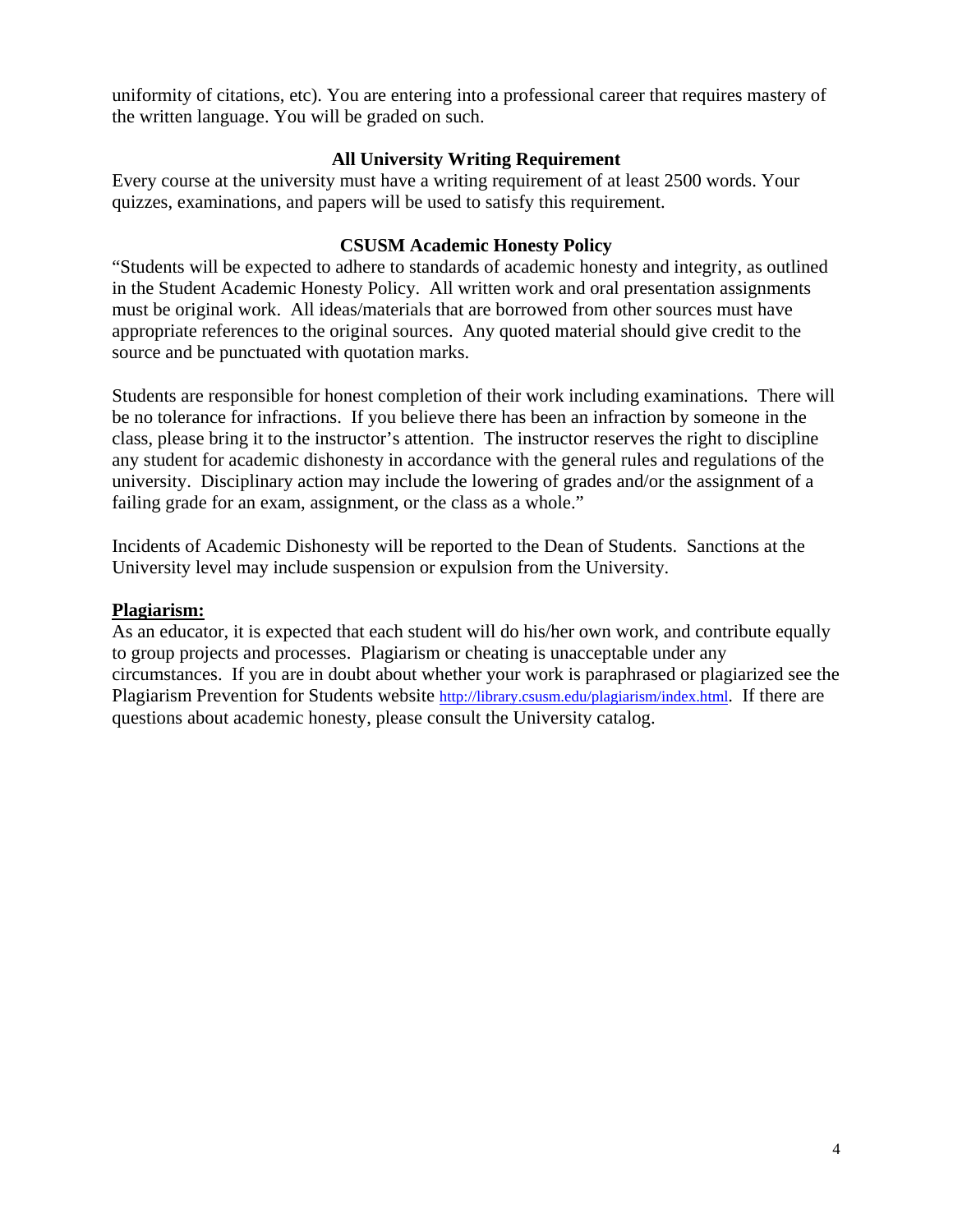uniformity of citations, etc). You are entering into a professional career that requires mastery of the written language. You will be graded on such.

### All University Writing Requirement

Every course at the university must have a writing requirement of at least 2500 words. Your quizzes, examinations, and papers will be used to satisfy this requirement.

### CSUSM Academic Honesty Policy

"Students will be expected to adhere to standards of academic honesty and integrity, as outlined in the Student Academic Honesty Policy. All written work and oral presentation assignments must be original work. All ideas/materials that are borrowed from other sources must have appropriate references to the original sources. Any quoted material should give credit to the source and be punctuated with quotation marks.

Students are responsible for honest completion of their work including examinations. There will be no tolerance for infractions. If you believe there has been an infraction by someone in the class, please bring it to the instructor's attention. The instructor reserves the right to discipline any student for academic dishonesty in accordance with the general rules and regulations of the university. Disciplinary action may include the lowering of grades and/or the assignment of a failing grade for an exam, assignment, or the class as a whole."

Incidents of Academic Dishonesty will be reported to the Dean of Students. Sanctions at the University level may include suspension or expulsion from the University.

**Plagiarism:**

As an educator, it is expected that each student will do his/her own work, and contribute equally to group projects and processes. Plagiarism or cheating is unacceptable under any circumstances. If you are in doubt about whether your work is paraphrased or plagiarized see the Plagiarism Prevention for Students website http://library.csusm.edu/plagiarism/index.html. If there are questions about academic honesty, please consult the University catalog.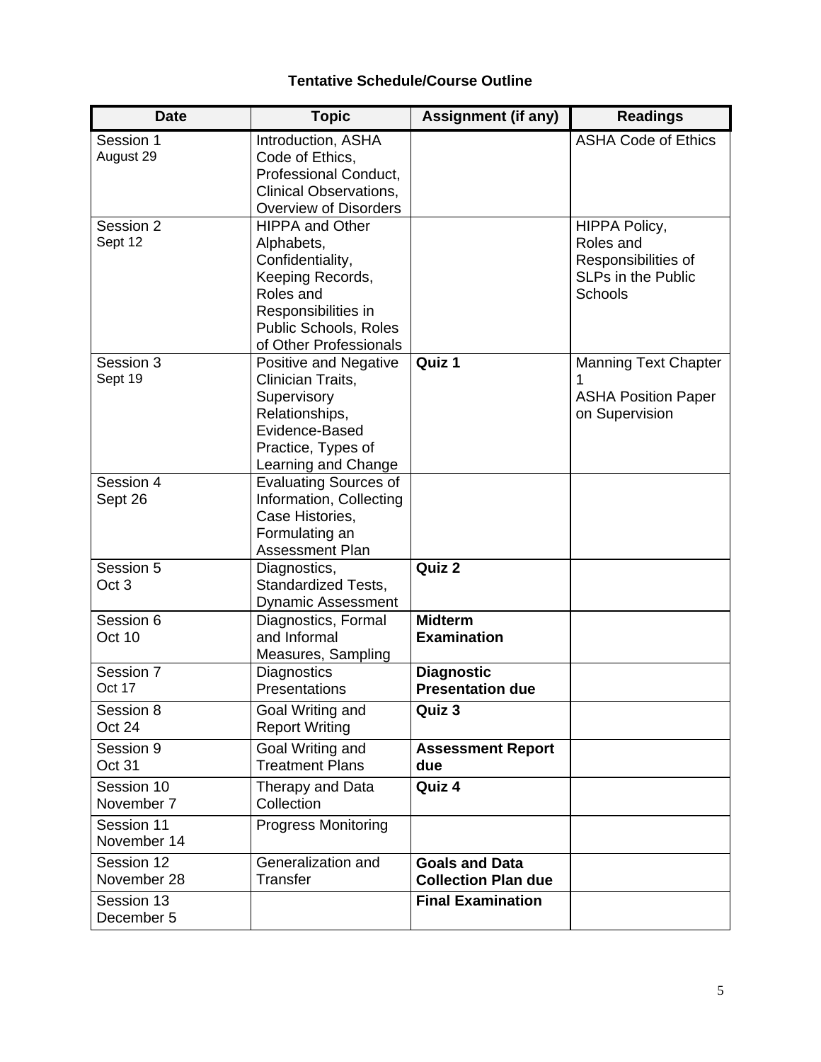**Tentative Schedule/Course Outline**

| Date | Topic | Assignment (if any) | Readings |
|---|---|---|---|
| Session 1<br>August 29 | Introduction, ASHA Code of Ethics, Professional Conduct, Clinical Observations, Overview of Disorders | | ASHA Code of Ethics |
| Session 2<br>Sept 12 | HIPPA and Other Alphabets, Confidentiality, Keeping Records, Roles and Responsibilities in Public Schools, Roles of Other Professionals | | HIPPA Policy, Roles and Responsibilities of SLPs in the Public Schools |
| Session 3<br>Sept 19 | Positive and Negative Clinician Traits, Supervisory Relationships, Evidence-Based Practice, Types of Learning and Change | **Quiz 1** | Manning Text Chapter 1<br>ASHA Position Paper on Supervision |
| Session 4<br>Sept 26 | Evaluating Sources of Information, Collecting Case Histories, Formulating an Assessment Plan | | |
| Session 5<br>Oct 3 | Diagnostics, Standardized Tests, Dynamic Assessment | **Quiz 2** | |
| Session 6<br>Oct 10 | Diagnostics, Formal and Informal Measures, Sampling | **Midterm Examination** | |
| Session 7<br>Oct 17 | Diagnostics Presentations | **Diagnostic Presentation due** | |
| Session 8<br>Oct 24 | Goal Writing and Report Writing | **Quiz 3** | |
| Session 9<br>Oct 31 | Goal Writing and Treatment Plans | **Assessment Report due** | |
| Session 10<br>November 7 | Therapy and Data Collection | **Quiz 4** | |
| Session 11<br>November 14 | Progress Monitoring | | |
| Session 12<br>November 28 | Generalization and Transfer | **Goals and Data Collection Plan due** | |
| Session 13<br>December 5 | | **Final Examination** | |